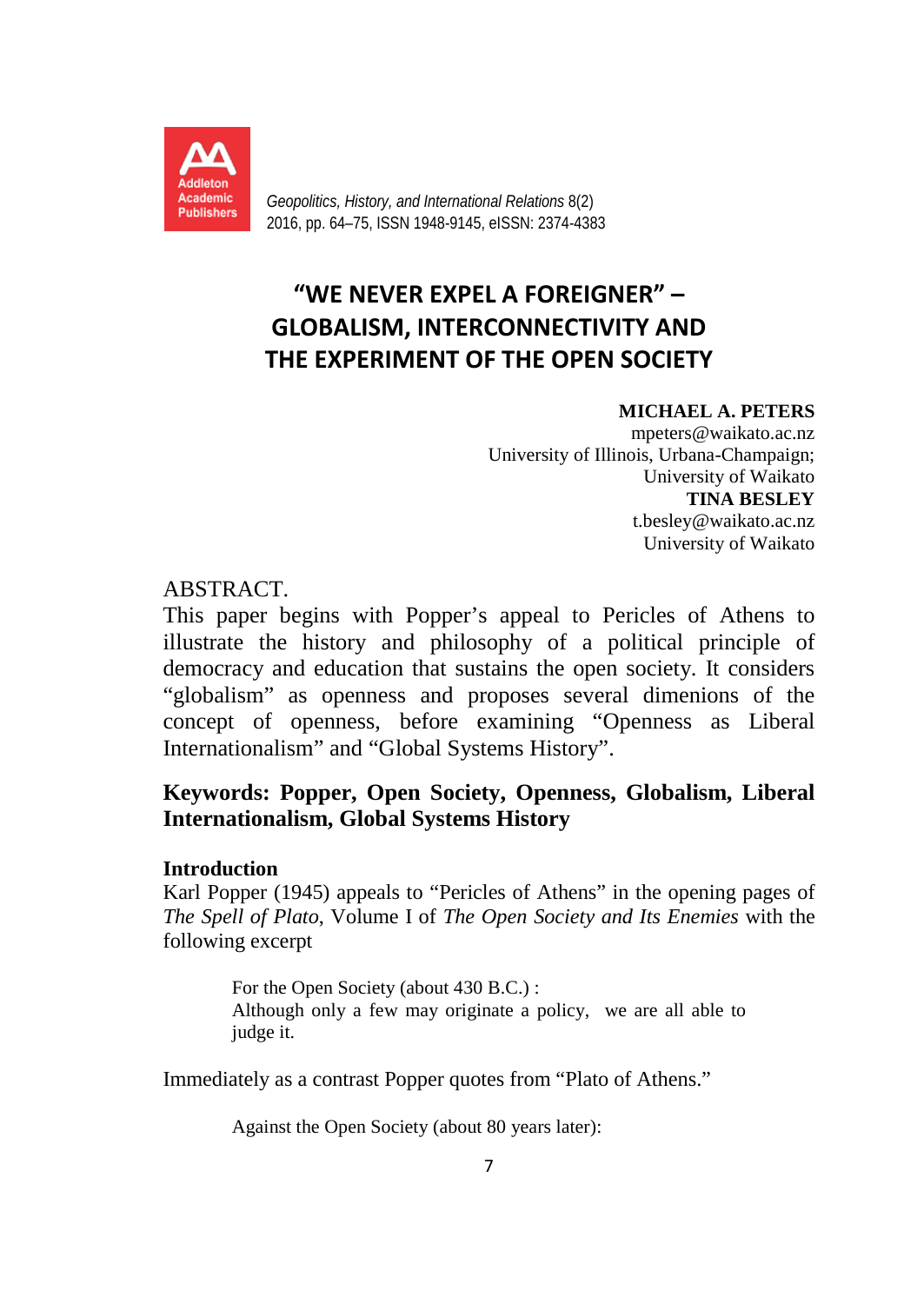# "WE NEVER EXPEL A FOREIGNER" – GLOBALISM, INTERCONNECTIVITY AND THE EXPERIMENT OF THE OPEN SOCIETY

**MICHAEL A. PETERS**
mpeters@waikato.ac.nz
University of Illinois, Urbana-Champaign;
University of Waikato

**TINA BESLEY**
t.besley@waikato.ac.nz
University of Waikato

ABSTRACT.
This paper begins with Popper's appeal to Pericles of Athens to illustrate the history and philosophy of a political principle of democracy and education that sustains the open society. It considers "globalism" as openness and proposes several dimenions of the concept of openness, before examining "Openness as Liberal Internationalism" and "Global Systems History".

**Keywords: Popper, Open Society, Openness, Globalism, Liberal Internationalism, Global Systems History**

## Introduction

Karl Popper (1945) appeals to "Pericles of Athens" in the opening pages of *The Spell of Plato*, Volume I of *The Open Society and Its Enemies* with the following excerpt

> For the Open Society (about 430 B.C.) :
> Although only a few may originate a policy, we are all able to judge it.

Immediately as a contrast Popper quotes from "Plato of Athens."

> Against the Open Society (about 80 years later):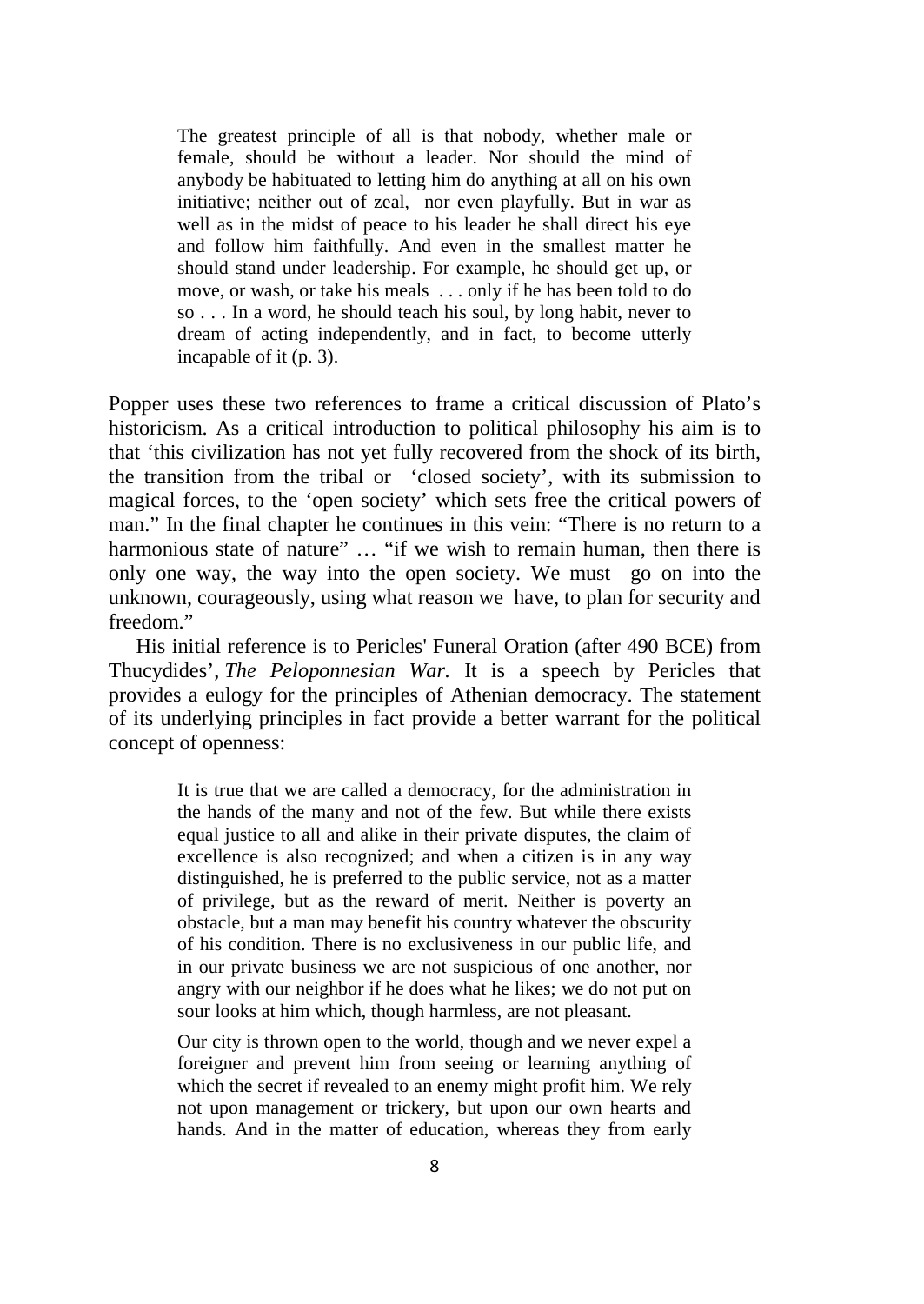> The greatest principle of all is that nobody, whether male or female, should be without a leader. Nor should the mind of anybody be habituated to letting him do anything at all on his own initiative; neither out of zeal, nor even playfully. But in war as well as in the midst of peace to his leader he shall direct his eye and follow him faithfully. And even in the smallest matter he should stand under leadership. For example, he should get up, or move, or wash, or take his meals . . . only if he has been told to do so . . . In a word, he should teach his soul, by long habit, never to dream of acting independently, and in fact, to become utterly incapable of it (p. 3).

Popper uses these two references to frame a critical discussion of Plato's historicism. As a critical introduction to political philosophy his aim is to that 'this civilization has not yet fully recovered from the shock of its birth, the transition from the tribal or 'closed society', with its submission to magical forces, to the 'open society' which sets free the critical powers of man." In the final chapter he continues in this vein: "There is no return to a harmonious state of nature" … "if we wish to remain human, then there is only one way, the way into the open society. We must go on into the unknown, courageously, using what reason we have, to plan for security and freedom."

His initial reference is to Pericles' Funeral Oration (after 490 BCE) from Thucydides', *The Peloponnesian War.* It is a speech by Pericles that provides a eulogy for the principles of Athenian democracy. The statement of its underlying principles in fact provide a better warrant for the political concept of openness:

> It is true that we are called a democracy, for the administration in the hands of the many and not of the few. But while there exists equal justice to all and alike in their private disputes, the claim of excellence is also recognized; and when a citizen is in any way distinguished, he is preferred to the public service, not as a matter of privilege, but as the reward of merit. Neither is poverty an obstacle, but a man may benefit his country whatever the obscurity of his condition. There is no exclusiveness in our public life, and in our private business we are not suspicious of one another, nor angry with our neighbor if he does what he likes; we do not put on sour looks at him which, though harmless, are not pleasant.
>
> Our city is thrown open to the world, though and we never expel a foreigner and prevent him from seeing or learning anything of which the secret if revealed to an enemy might profit him. We rely not upon management or trickery, but upon our own hearts and hands. And in the matter of education, whereas they from early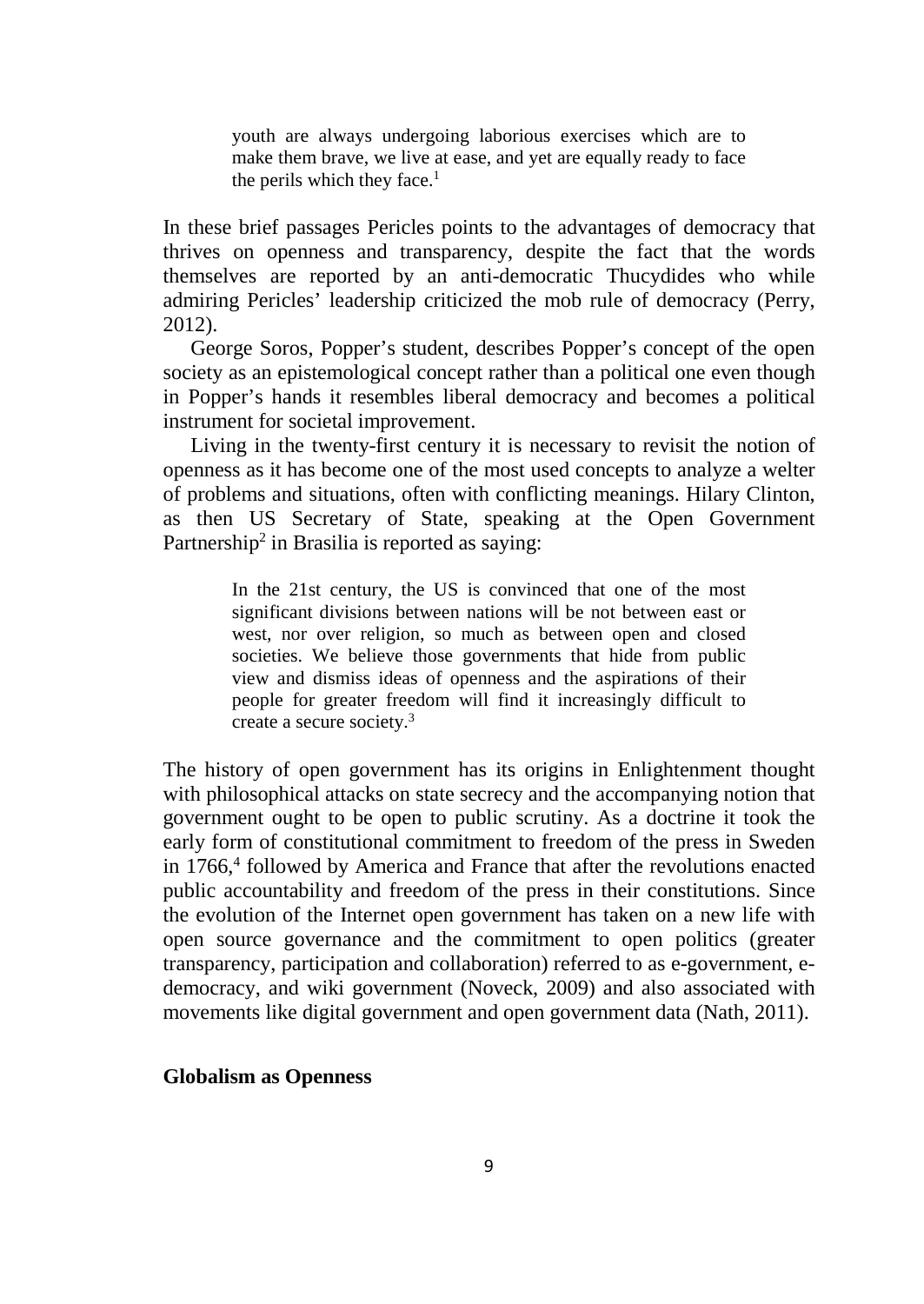> youth are always undergoing laborious exercises which are to make them brave, we live at ease, and yet are equally ready to face the perils which they face.[1]

In these brief passages Pericles points to the advantages of democracy that thrives on openness and transparency, despite the fact that the words themselves are reported by an anti-democratic Thucydides who while admiring Pericles' leadership criticized the mob rule of democracy (Perry, 2012).

George Soros, Popper's student, describes Popper's concept of the open society as an epistemological concept rather than a political one even though in Popper's hands it resembles liberal democracy and becomes a political instrument for societal improvement.

Living in the twenty-first century it is necessary to revisit the notion of openness as it has become one of the most used concepts to analyze a welter of problems and situations, often with conflicting meanings. Hilary Clinton, as then US Secretary of State, speaking at the Open Government Partnership[2] in Brasilia is reported as saying:

> In the 21st century, the US is convinced that one of the most significant divisions between nations will be not between east or west, nor over religion, so much as between open and closed societies. We believe those governments that hide from public view and dismiss ideas of openness and the aspirations of their people for greater freedom will find it increasingly difficult to create a secure society.[3]

The history of open government has its origins in Enlightenment thought with philosophical attacks on state secrecy and the accompanying notion that government ought to be open to public scrutiny. As a doctrine it took the early form of constitutional commitment to freedom of the press in Sweden in 1766,[4] followed by America and France that after the revolutions enacted public accountability and freedom of the press in their constitutions. Since the evolution of the Internet open government has taken on a new life with open source governance and the commitment to open politics (greater transparency, participation and collaboration) referred to as e-government, e-democracy, and wiki government (Noveck, 2009) and also associated with movements like digital government and open government data (Nath, 2011).

**Globalism as Openness**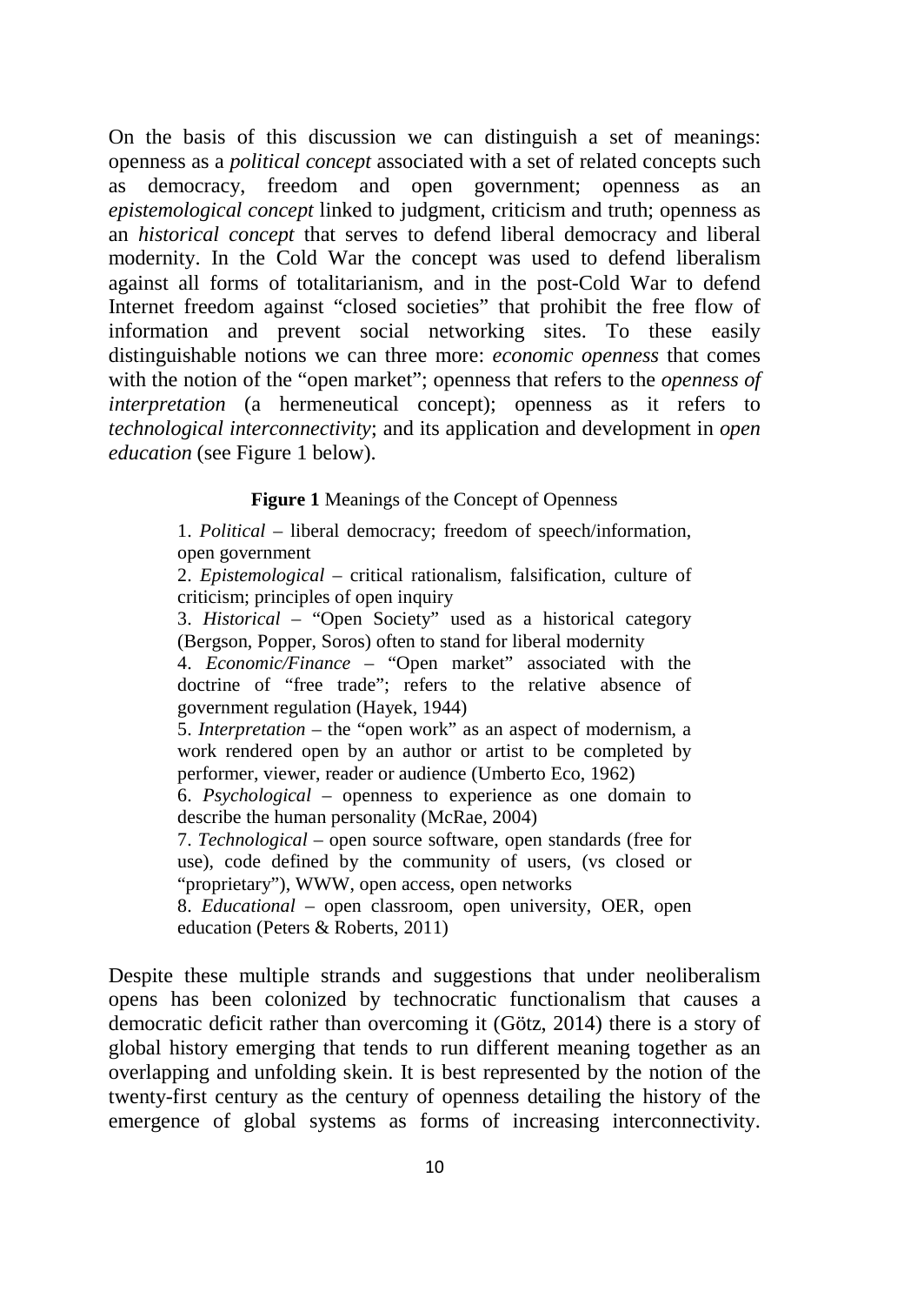On the basis of this discussion we can distinguish a set of meanings: openness as a *political concept* associated with a set of related concepts such as democracy, freedom and open government; openness as an *epistemological concept* linked to judgment, criticism and truth; openness as an *historical concept* that serves to defend liberal democracy and liberal modernity. In the Cold War the concept was used to defend liberalism against all forms of totalitarianism, and in the post-Cold War to defend Internet freedom against "closed societies" that prohibit the free flow of information and prevent social networking sites. To these easily distinguishable notions we can three more: *economic openness* that comes with the notion of the "open market"; openness that refers to the *openness of interpretation* (a hermeneutical concept); openness as it refers to *technological interconnectivity*; and its application and development in *open education* (see Figure 1 below).

**Figure 1** Meanings of the Concept of Openness

1. *Political* – liberal democracy; freedom of speech/information, open government
2. *Epistemological* – critical rationalism, falsification, culture of criticism; principles of open inquiry
3. *Historical* – "Open Society" used as a historical category (Bergson, Popper, Soros) often to stand for liberal modernity
4. *Economic/Finance* – "Open market" associated with the doctrine of "free trade"; refers to the relative absence of government regulation (Hayek, 1944)
5. *Interpretation* – the "open work" as an aspect of modernism, a work rendered open by an author or artist to be completed by performer, viewer, reader or audience (Umberto Eco, 1962)
6. *Psychological* – openness to experience as one domain to describe the human personality (McRae, 2004)
7. *Technological* – open source software, open standards (free for use), code defined by the community of users, (vs closed or "proprietary"), WWW, open access, open networks
8. *Educational* – open classroom, open university, OER, open education (Peters & Roberts, 2011)

Despite these multiple strands and suggestions that under neoliberalism opens has been colonized by technocratic functionalism that causes a democratic deficit rather than overcoming it (Götz, 2014) there is a story of global history emerging that tends to run different meaning together as an overlapping and unfolding skein. It is best represented by the notion of the twenty-first century as the century of openness detailing the history of the emergence of global systems as forms of increasing interconnectivity.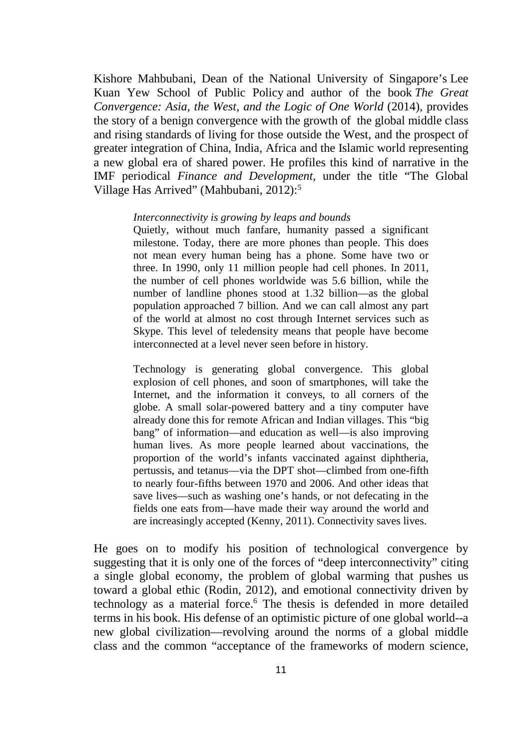Kishore Mahbubani, Dean of the National University of Singapore's Lee Kuan Yew School of Public Policy and author of the book *The Great Convergence: Asia, the West, and the Logic of One World* (2014), provides the story of a benign convergence with the growth of the global middle class and rising standards of living for those outside the West, and the prospect of greater integration of China, India, Africa and the Islamic world representing a new global era of shared power. He profiles this kind of narrative in the IMF periodical *Finance and Development*, under the title "The Global Village Has Arrived" (Mahbubani, 2012):[5]

> *Interconnectivity is growing by leaps and bounds*
> Quietly, without much fanfare, humanity passed a significant milestone. Today, there are more phones than people. This does not mean every human being has a phone. Some have two or three. In 1990, only 11 million people had cell phones. In 2011, the number of cell phones worldwide was 5.6 billion, while the number of landline phones stood at 1.32 billion—as the global population approached 7 billion. And we can call almost any part of the world at almost no cost through Internet services such as Skype. This level of teledensity means that people have become interconnected at a level never seen before in history.
>
> Technology is generating global convergence. This global explosion of cell phones, and soon of smartphones, will take the Internet, and the information it conveys, to all corners of the globe. A small solar-powered battery and a tiny computer have already done this for remote African and Indian villages. This "big bang" of information—and education as well—is also improving human lives. As more people learned about vaccinations, the proportion of the world's infants vaccinated against diphtheria, pertussis, and tetanus—via the DPT shot—climbed from one-fifth to nearly four-fifths between 1970 and 2006. And other ideas that save lives—such as washing one's hands, or not defecating in the fields one eats from—have made their way around the world and are increasingly accepted (Kenny, 2011). Connectivity saves lives.

He goes on to modify his position of technological convergence by suggesting that it is only one of the forces of "deep interconnectivity" citing a single global economy, the problem of global warming that pushes us toward a global ethic (Rodin, 2012), and emotional connectivity driven by technology as a material force.[6] The thesis is defended in more detailed terms in his book. His defense of an optimistic picture of one global world--a new global civilization—revolving around the norms of a global middle class and the common "acceptance of the frameworks of modern science,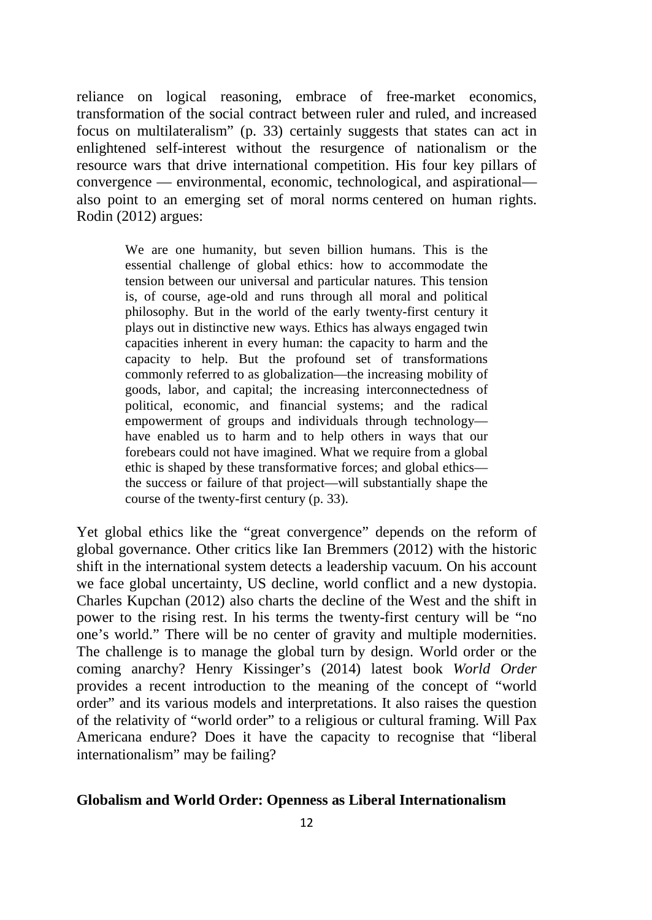reliance on logical reasoning, embrace of free-market economics, transformation of the social contract between ruler and ruled, and increased focus on multilateralism" (p. 33) certainly suggests that states can act in enlightened self-interest without the resurgence of nationalism or the resource wars that drive international competition. His four key pillars of convergence — environmental, economic, technological, and aspirational— also point to an emerging set of moral norms centered on human rights. Rodin (2012) argues:

> We are one humanity, but seven billion humans. This is the essential challenge of global ethics: how to accommodate the tension between our universal and particular natures. This tension is, of course, age-old and runs through all moral and political philosophy. But in the world of the early twenty-first century it plays out in distinctive new ways. Ethics has always engaged twin capacities inherent in every human: the capacity to harm and the capacity to help. But the profound set of transformations commonly referred to as globalization—the increasing mobility of goods, labor, and capital; the increasing interconnectedness of political, economic, and financial systems; and the radical empowerment of groups and individuals through technology—have enabled us to harm and to help others in ways that our forebears could not have imagined. What we require from a global ethic is shaped by these transformative forces; and global ethics—the success or failure of that project—will substantially shape the course of the twenty-first century (p. 33).

Yet global ethics like the "great convergence" depends on the reform of global governance. Other critics like Ian Bremmers (2012) with the historic shift in the international system detects a leadership vacuum. On his account we face global uncertainty, US decline, world conflict and a new dystopia. Charles Kupchan (2012) also charts the decline of the West and the shift in power to the rising rest. In his terms the twenty-first century will be "no one's world." There will be no center of gravity and multiple modernities. The challenge is to manage the global turn by design. World order or the coming anarchy? Henry Kissinger's (2014) latest book *World Order* provides a recent introduction to the meaning of the concept of "world order" and its various models and interpretations. It also raises the question of the relativity of "world order" to a religious or cultural framing. Will Pax Americana endure? Does it have the capacity to recognise that "liberal internationalism" may be failing?

## Globalism and World Order: Openness as Liberal Internationalism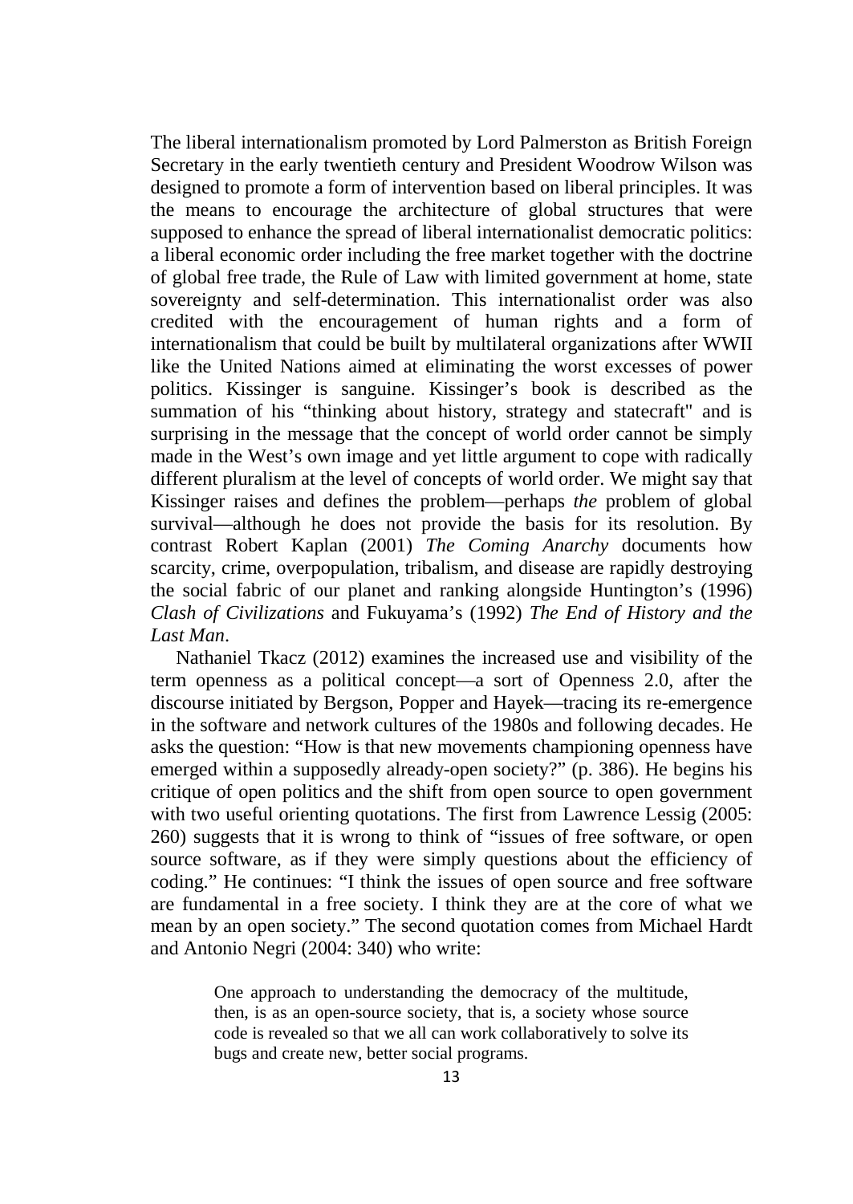The liberal internationalism promoted by Lord Palmerston as British Foreign Secretary in the early twentieth century and President Woodrow Wilson was designed to promote a form of intervention based on liberal principles. It was the means to encourage the architecture of global structures that were supposed to enhance the spread of liberal internationalist democratic politics: a liberal economic order including the free market together with the doctrine of global free trade, the Rule of Law with limited government at home, state sovereignty and self-determination. This internationalist order was also credited with the encouragement of human rights and a form of internationalism that could be built by multilateral organizations after WWII like the United Nations aimed at eliminating the worst excesses of power politics. Kissinger is sanguine. Kissinger's book is described as the summation of his "thinking about history, strategy and statecraft" and is surprising in the message that the concept of world order cannot be simply made in the West's own image and yet little argument to cope with radically different pluralism at the level of concepts of world order. We might say that Kissinger raises and defines the problem—perhaps *the* problem of global survival—although he does not provide the basis for its resolution. By contrast Robert Kaplan (2001) *The Coming Anarchy* documents how scarcity, crime, overpopulation, tribalism, and disease are rapidly destroying the social fabric of our planet and ranking alongside Huntington's (1996) *Clash of Civilizations* and Fukuyama's (1992) *The End of History and the Last Man*.

Nathaniel Tkacz (2012) examines the increased use and visibility of the term openness as a political concept—a sort of Openness 2.0, after the discourse initiated by Bergson, Popper and Hayek—tracing its re-emergence in the software and network cultures of the 1980s and following decades. He asks the question: "How is that new movements championing openness have emerged within a supposedly already-open society?" (p. 386). He begins his critique of open politics and the shift from open source to open government with two useful orienting quotations. The first from Lawrence Lessig (2005: 260) suggests that it is wrong to think of "issues of free software, or open source software, as if they were simply questions about the efficiency of coding." He continues: "I think the issues of open source and free software are fundamental in a free society. I think they are at the core of what we mean by an open society." The second quotation comes from Michael Hardt and Antonio Negri (2004: 340) who write:

> One approach to understanding the democracy of the multitude, then, is as an open-source society, that is, a society whose source code is revealed so that we all can work collaboratively to solve its bugs and create new, better social programs.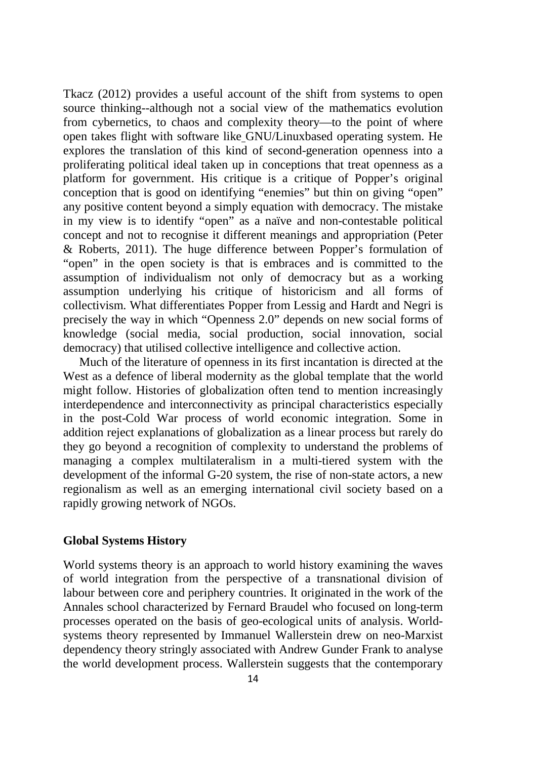Tkacz (2012) provides a useful account of the shift from systems to open source thinking--although not a social view of the mathematics evolution from cybernetics, to chaos and complexity theory—to the point of where open takes flight with software like GNU/Linuxbased operating system. He explores the translation of this kind of second-generation openness into a proliferating political ideal taken up in conceptions that treat openness as a platform for government. His critique is a critique of Popper's original conception that is good on identifying "enemies" but thin on giving "open" any positive content beyond a simply equation with democracy. The mistake in my view is to identify "open" as a naïve and non-contestable political concept and not to recognise it different meanings and appropriation (Peter & Roberts, 2011). The huge difference between Popper's formulation of "open" in the open society is that is embraces and is committed to the assumption of individualism not only of democracy but as a working assumption underlying his critique of historicism and all forms of collectivism. What differentiates Popper from Lessig and Hardt and Negri is precisely the way in which "Openness 2.0" depends on new social forms of knowledge (social media, social production, social innovation, social democracy) that utilised collective intelligence and collective action.

Much of the literature of openness in its first incantation is directed at the West as a defence of liberal modernity as the global template that the world might follow. Histories of globalization often tend to mention increasingly interdependence and interconnectivity as principal characteristics especially in the post-Cold War process of world economic integration. Some in addition reject explanations of globalization as a linear process but rarely do they go beyond a recognition of complexity to understand the problems of managing a complex multilateralism in a multi-tiered system with the development of the informal G-20 system, the rise of non-state actors, a new regionalism as well as an emerging international civil society based on a rapidly growing network of NGOs.

## Global Systems History

World systems theory is an approach to world history examining the waves of world integration from the perspective of a transnational division of labour between core and periphery countries. It originated in the work of the Annales school characterized by Fernard Braudel who focused on long-term processes operated on the basis of geo-ecological units of analysis. World-systems theory represented by Immanuel Wallerstein drew on neo-Marxist dependency theory stringly associated with Andrew Gunder Frank to analyse the world development process. Wallerstein suggests that the contemporary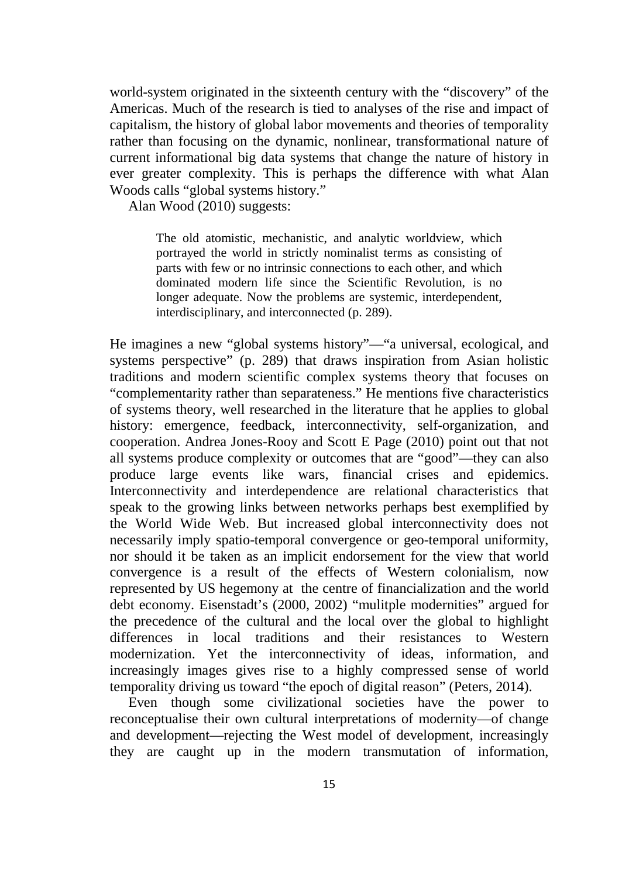world-system originated in the sixteenth century with the "discovery" of the Americas. Much of the research is tied to analyses of the rise and impact of capitalism, the history of global labor movements and theories of temporality rather than focusing on the dynamic, nonlinear, transformational nature of current informational big data systems that change the nature of history in ever greater complexity. This is perhaps the difference with what Alan Woods calls "global systems history."

Alan Wood (2010) suggests:

> The old atomistic, mechanistic, and analytic worldview, which portrayed the world in strictly nominalist terms as consisting of parts with few or no intrinsic connections to each other, and which dominated modern life since the Scientific Revolution, is no longer adequate. Now the problems are systemic, interdependent, interdisciplinary, and interconnected (p. 289).

He imagines a new "global systems history"—"a universal, ecological, and systems perspective" (p. 289) that draws inspiration from Asian holistic traditions and modern scientific complex systems theory that focuses on "complementarity rather than separateness." He mentions five characteristics of systems theory, well researched in the literature that he applies to global history: emergence, feedback, interconnectivity, self-organization, and cooperation. Andrea Jones-Rooy and Scott E Page (2010) point out that not all systems produce complexity or outcomes that are "good"—they can also produce large events like wars, financial crises and epidemics. Interconnectivity and interdependence are relational characteristics that speak to the growing links between networks perhaps best exemplified by the World Wide Web. But increased global interconnectivity does not necessarily imply spatio-temporal convergence or geo-temporal uniformity, nor should it be taken as an implicit endorsement for the view that world convergence is a result of the effects of Western colonialism, now represented by US hegemony at the centre of financialization and the world debt economy. Eisenstadt's (2000, 2002) "mulitple modernities" argued for the precedence of the cultural and the local over the global to highlight differences in local traditions and their resistances to Western modernization. Yet the interconnectivity of ideas, information, and increasingly images gives rise to a highly compressed sense of world temporality driving us toward "the epoch of digital reason" (Peters, 2014).

Even though some civilizational societies have the power to reconceptualise their own cultural interpretations of modernity—of change and development—rejecting the West model of development, increasingly they are caught up in the modern transmutation of information,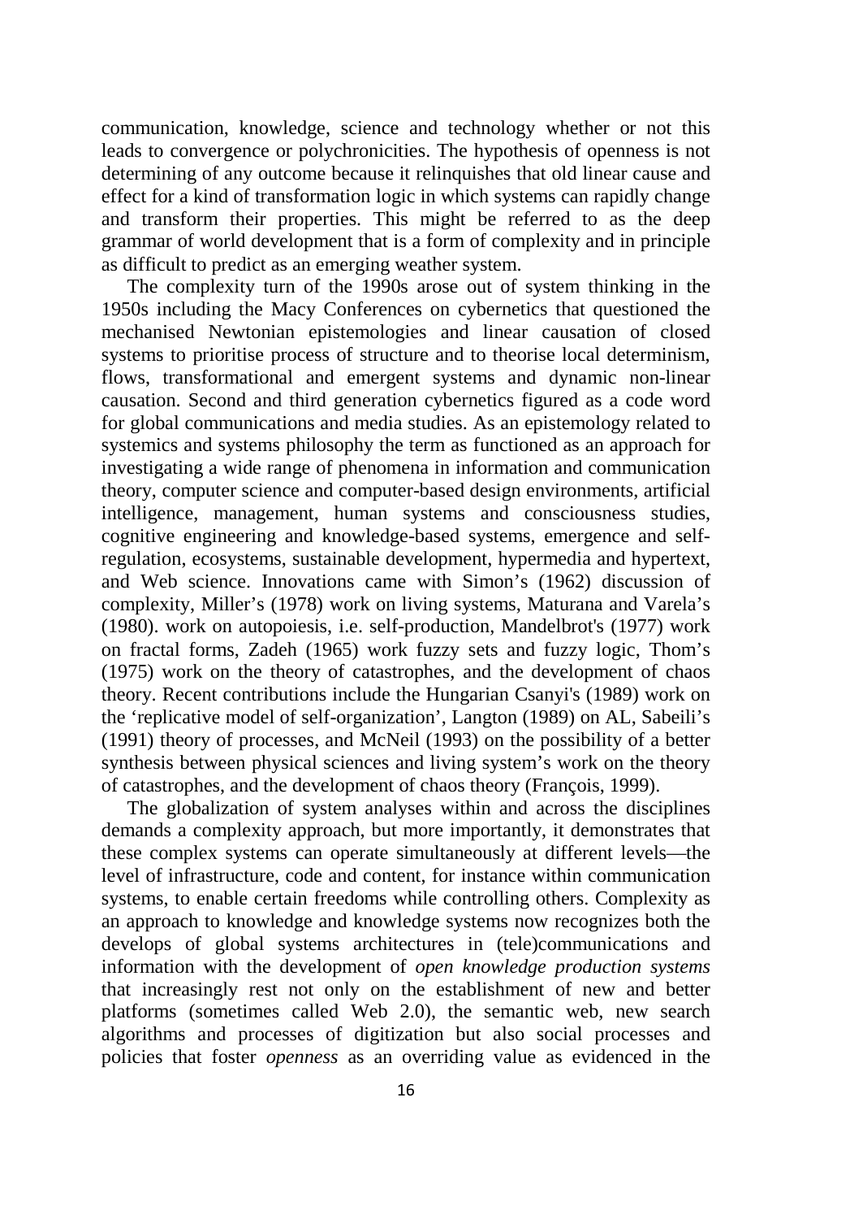communication, knowledge, science and technology whether or not this leads to convergence or polychronicities. The hypothesis of openness is not determining of any outcome because it relinquishes that old linear cause and effect for a kind of transformation logic in which systems can rapidly change and transform their properties. This might be referred to as the deep grammar of world development that is a form of complexity and in principle as difficult to predict as an emerging weather system.

The complexity turn of the 1990s arose out of system thinking in the 1950s including the Macy Conferences on cybernetics that questioned the mechanised Newtonian epistemologies and linear causation of closed systems to prioritise process of structure and to theorise local determinism, flows, transformational and emergent systems and dynamic non-linear causation. Second and third generation cybernetics figured as a code word for global communications and media studies. As an epistemology related to systemics and systems philosophy the term as functioned as an approach for investigating a wide range of phenomena in information and communication theory, computer science and computer-based design environments, artificial intelligence, management, human systems and consciousness studies, cognitive engineering and knowledge-based systems, emergence and self-regulation, ecosystems, sustainable development, hypermedia and hypertext, and Web science. Innovations came with Simon's (1962) discussion of complexity, Miller's (1978) work on living systems, Maturana and Varela's (1980). work on autopoiesis, i.e. self-production, Mandelbrot's (1977) work on fractal forms, Zadeh (1965) work fuzzy sets and fuzzy logic, Thom's (1975) work on the theory of catastrophes, and the development of chaos theory. Recent contributions include the Hungarian Csanyi's (1989) work on the 'replicative model of self-organization', Langton (1989) on AL, Sabeili's (1991) theory of processes, and McNeil (1993) on the possibility of a better synthesis between physical sciences and living system's work on the theory of catastrophes, and the development of chaos theory (François, 1999).

The globalization of system analyses within and across the disciplines demands a complexity approach, but more importantly, it demonstrates that these complex systems can operate simultaneously at different levels—the level of infrastructure, code and content, for instance within communication systems, to enable certain freedoms while controlling others. Complexity as an approach to knowledge and knowledge systems now recognizes both the develops of global systems architectures in (tele)communications and information with the development of *open knowledge production systems* that increasingly rest not only on the establishment of new and better platforms (sometimes called Web 2.0), the semantic web, new search algorithms and processes of digitization but also social processes and policies that foster *openness* as an overriding value as evidenced in the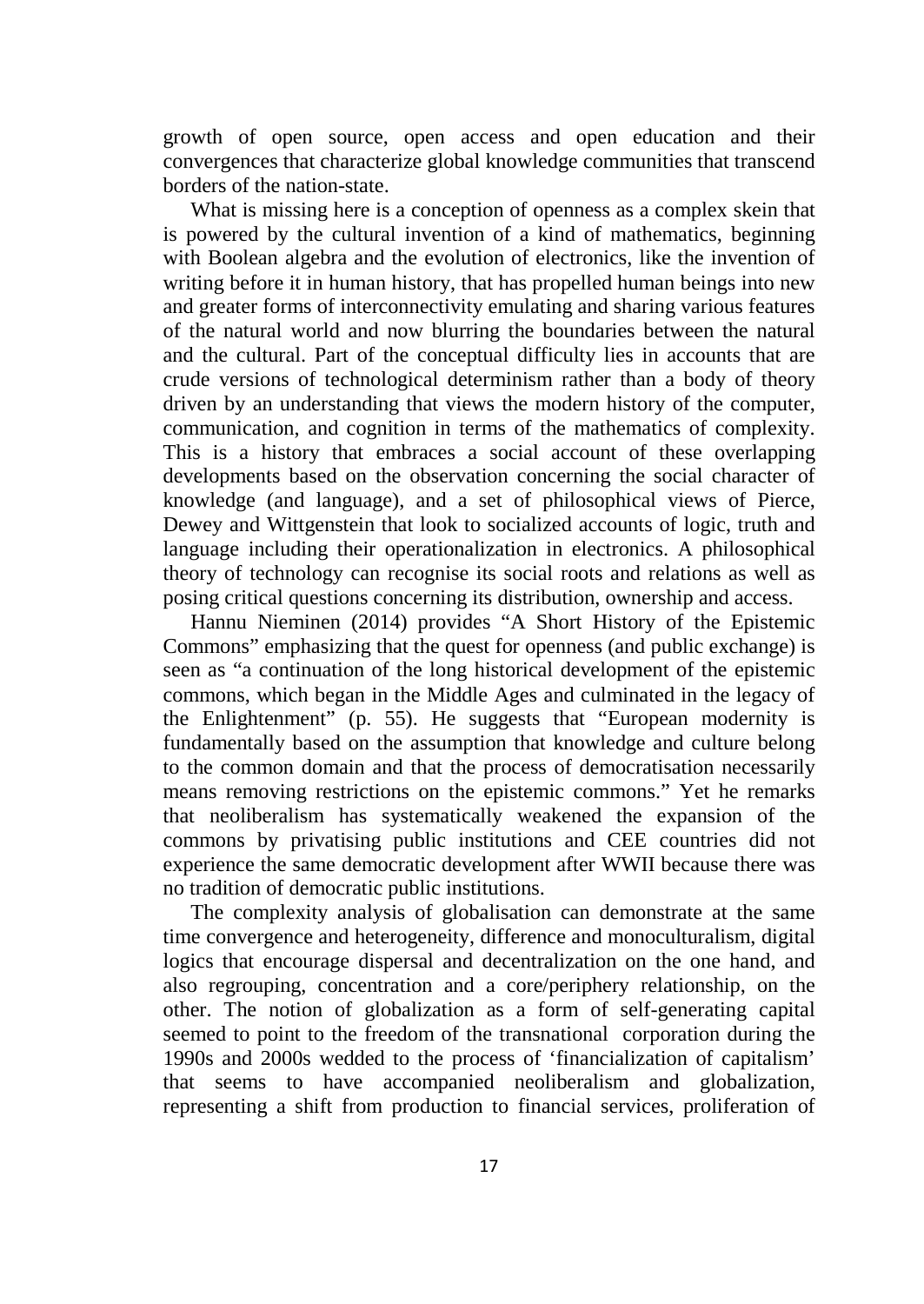growth of open source, open access and open education and their convergences that characterize global knowledge communities that transcend borders of the nation-state.

What is missing here is a conception of openness as a complex skein that is powered by the cultural invention of a kind of mathematics, beginning with Boolean algebra and the evolution of electronics, like the invention of writing before it in human history, that has propelled human beings into new and greater forms of interconnectivity emulating and sharing various features of the natural world and now blurring the boundaries between the natural and the cultural. Part of the conceptual difficulty lies in accounts that are crude versions of technological determinism rather than a body of theory driven by an understanding that views the modern history of the computer, communication, and cognition in terms of the mathematics of complexity. This is a history that embraces a social account of these overlapping developments based on the observation concerning the social character of knowledge (and language), and a set of philosophical views of Pierce, Dewey and Wittgenstein that look to socialized accounts of logic, truth and language including their operationalization in electronics. A philosophical theory of technology can recognise its social roots and relations as well as posing critical questions concerning its distribution, ownership and access.

Hannu Nieminen (2014) provides "A Short History of the Epistemic Commons" emphasizing that the quest for openness (and public exchange) is seen as "a continuation of the long historical development of the epistemic commons, which began in the Middle Ages and culminated in the legacy of the Enlightenment" (p. 55). He suggests that "European modernity is fundamentally based on the assumption that knowledge and culture belong to the common domain and that the process of democratisation necessarily means removing restrictions on the epistemic commons." Yet he remarks that neoliberalism has systematically weakened the expansion of the commons by privatising public institutions and CEE countries did not experience the same democratic development after WWII because there was no tradition of democratic public institutions.

The complexity analysis of globalisation can demonstrate at the same time convergence and heterogeneity, difference and monoculturalism, digital logics that encourage dispersal and decentralization on the one hand, and also regrouping, concentration and a core/periphery relationship, on the other. The notion of globalization as a form of self-generating capital seemed to point to the freedom of the transnational corporation during the 1990s and 2000s wedded to the process of 'financialization of capitalism' that seems to have accompanied neoliberalism and globalization, representing a shift from production to financial services, proliferation of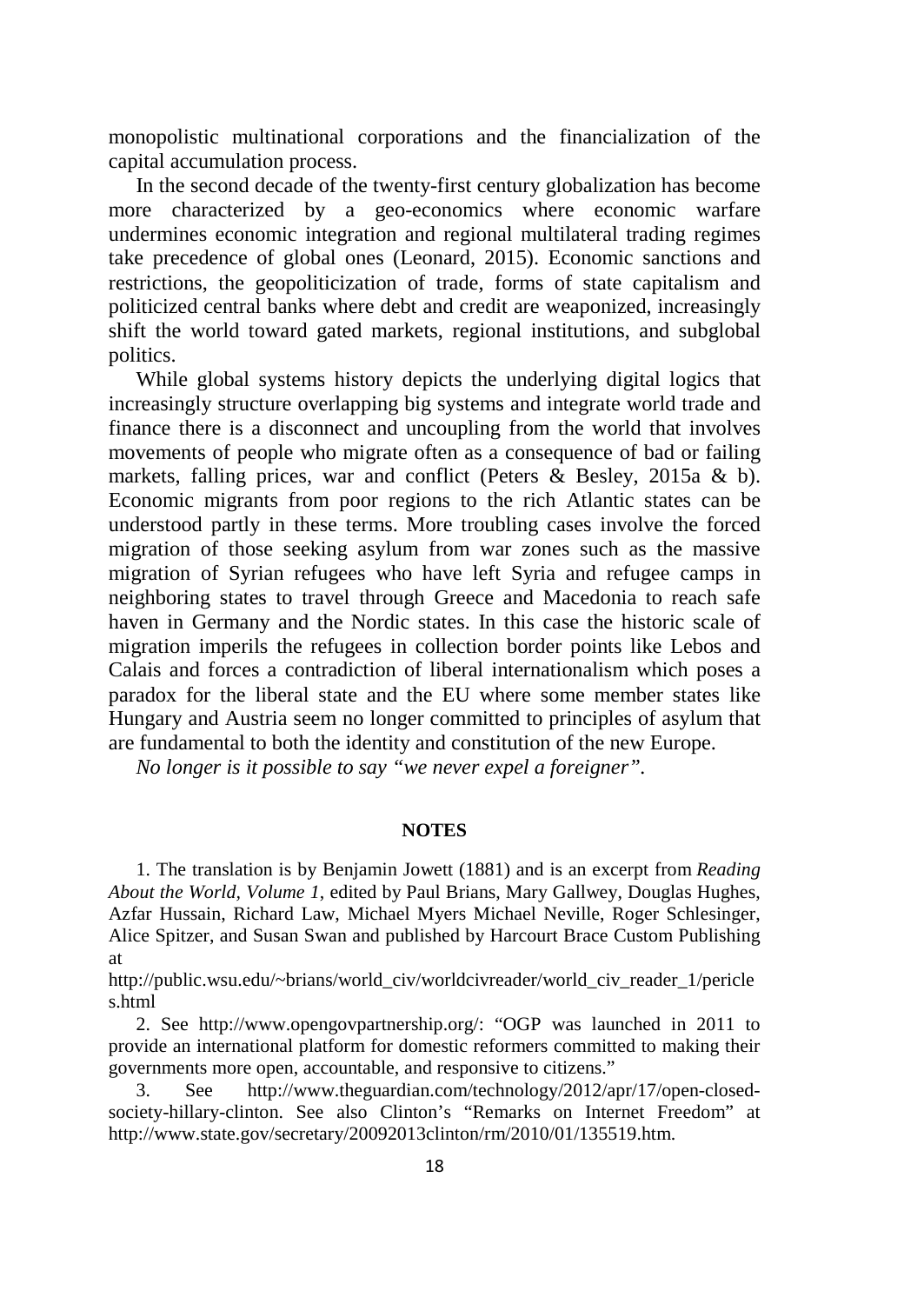monopolistic multinational corporations and the financialization of the capital accumulation process.

In the second decade of the twenty-first century globalization has become more characterized by a geo-economics where economic warfare undermines economic integration and regional multilateral trading regimes take precedence of global ones (Leonard, 2015). Economic sanctions and restrictions, the geopoliticization of trade, forms of state capitalism and politicized central banks where debt and credit are weaponized, increasingly shift the world toward gated markets, regional institutions, and subglobal politics.

While global systems history depicts the underlying digital logics that increasingly structure overlapping big systems and integrate world trade and finance there is a disconnect and uncoupling from the world that involves movements of people who migrate often as a consequence of bad or failing markets, falling prices, war and conflict (Peters & Besley, 2015a & b). Economic migrants from poor regions to the rich Atlantic states can be understood partly in these terms. More troubling cases involve the forced migration of those seeking asylum from war zones such as the massive migration of Syrian refugees who have left Syria and refugee camps in neighboring states to travel through Greece and Macedonia to reach safe haven in Germany and the Nordic states. In this case the historic scale of migration imperils the refugees in collection border points like Lebos and Calais and forces a contradiction of liberal internationalism which poses a paradox for the liberal state and the EU where some member states like Hungary and Austria seem no longer committed to principles of asylum that are fundamental to both the identity and constitution of the new Europe.

*No longer is it possible to say "we never expel a foreigner".*

## NOTES

1. The translation is by Benjamin Jowett (1881) and is an excerpt from *Reading About the World, Volume 1*, edited by Paul Brians, Mary Gallwey, Douglas Hughes, Azfar Hussain, Richard Law, Michael Myers Michael Neville, Roger Schlesinger, Alice Spitzer, and Susan Swan and published by Harcourt Brace Custom Publishing at http://public.wsu.edu/~brians/world_civ/worldcivreader/world_civ_reader_1/pericles.html

2. See http://www.opengovpartnership.org/: "OGP was launched in 2011 to provide an international platform for domestic reformers committed to making their governments more open, accountable, and responsive to citizens."

3. See http://www.theguardian.com/technology/2012/apr/17/open-closed-society-hillary-clinton. See also Clinton's "Remarks on Internet Freedom" at http://www.state.gov/secretary/20092013clinton/rm/2010/01/135519.htm.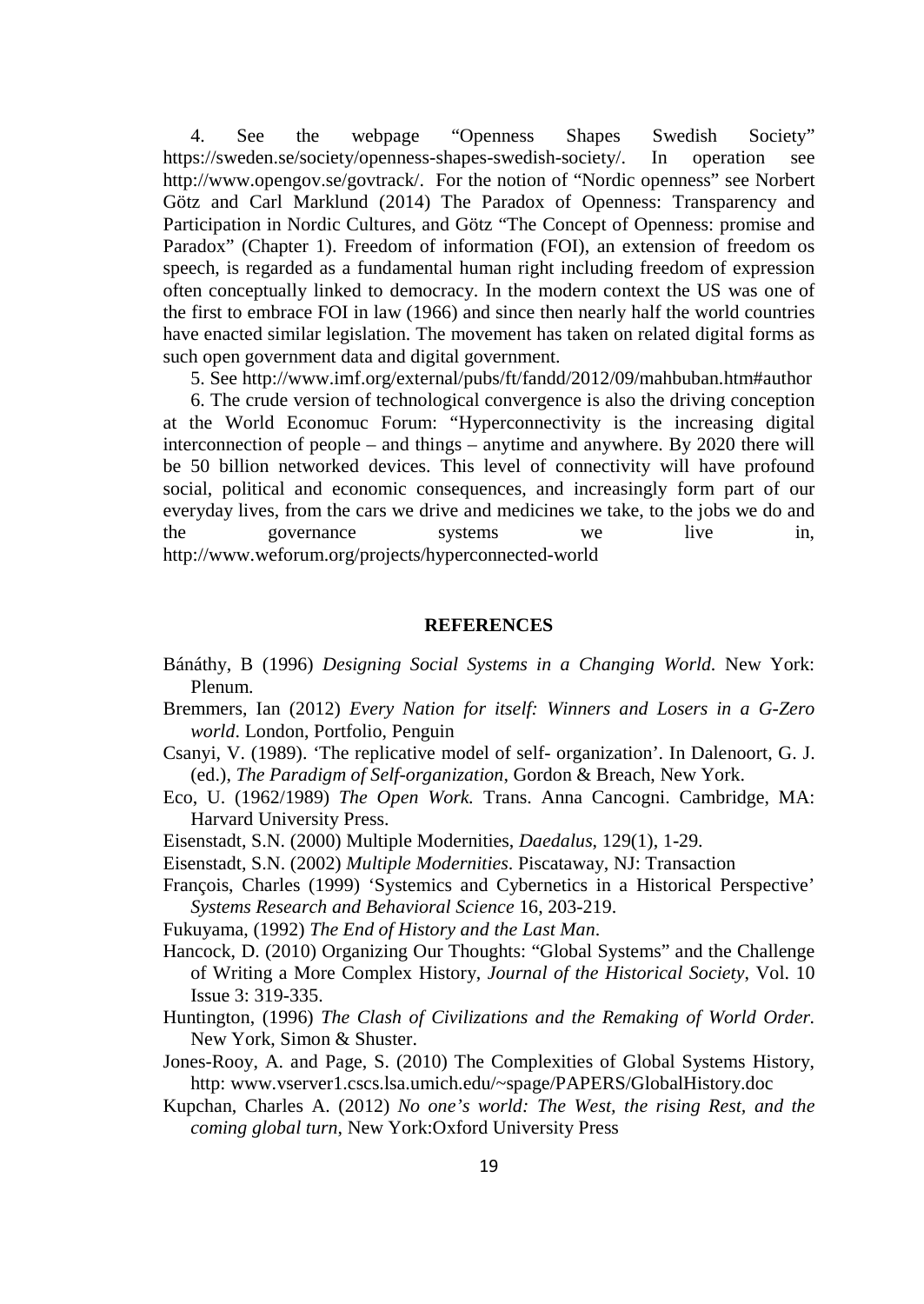4. See the webpage "Openness Shapes Swedish Society" https://sweden.se/society/openness-shapes-swedish-society/. In operation see http://www.opengov.se/govtrack/. For the notion of "Nordic openness" see Norbert Götz and Carl Marklund (2014) The Paradox of Openness: Transparency and Participation in Nordic Cultures, and Götz "The Concept of Openness: promise and Paradox" (Chapter 1). Freedom of information (FOI), an extension of freedom os speech, is regarded as a fundamental human right including freedom of expression often conceptually linked to democracy. In the modern context the US was one of the first to embrace FOI in law (1966) and since then nearly half the world countries have enacted similar legislation. The movement has taken on related digital forms as such open government data and digital government.

5. See http://www.imf.org/external/pubs/ft/fandd/2012/09/mahbuban.htm#author

6. The crude version of technological convergence is also the driving conception at the World Economuc Forum: "Hyperconnectivity is the increasing digital interconnection of people – and things – anytime and anywhere. By 2020 there will be 50 billion networked devices. This level of connectivity will have profound social, political and economic consequences, and increasingly form part of our everyday lives, from the cars we drive and medicines we take, to the jobs we do and the governance systems we live in, http://www.weforum.org/projects/hyperconnected-world

## REFERENCES

Bánáthy, B (1996) *Designing Social Systems in a Changing World.* New York: Plenum.

Bremmers, Ian (2012) *Every Nation for itself: Winners and Losers in a G-Zero world*. London, Portfolio, Penguin

Csanyi, V. (1989). 'The replicative model of self- organization'. In Dalenoort, G. J. (ed.), *The Paradigm of Self-organization*, Gordon & Breach, New York.

Eco, U. (1962/1989) *The Open Work.* Trans. Anna Cancogni. Cambridge, MA: Harvard University Press.

Eisenstadt, S.N. (2000) Multiple Modernities, *Daedalus*, 129(1), 1-29.

Eisenstadt, S.N. (2002) *Multiple Modernities*. Piscataway, NJ: Transaction

François, Charles (1999) 'Systemics and Cybernetics in a Historical Perspective' *Systems Research and Behavioral Science* 16, 203-219.

Fukuyama, (1992) *The End of History and the Last Man*.

Hancock, D. (2010) Organizing Our Thoughts: "Global Systems" and the Challenge of Writing a More Complex History, *Journal of the Historical Society*, Vol. 10 Issue 3: 319-335.

Huntington, (1996) *The Clash of Civilizations and the Remaking of World Order.* New York, Simon & Shuster.

Jones-Rooy, A. and Page, S. (2010) The Complexities of Global Systems History, http: www.vserver1.cscs.lsa.umich.edu/~spage/PAPERS/GlobalHistory.doc

Kupchan, Charles A. (2012) *No one's world: The West, the rising Rest, and the coming global turn*, New York:Oxford University Press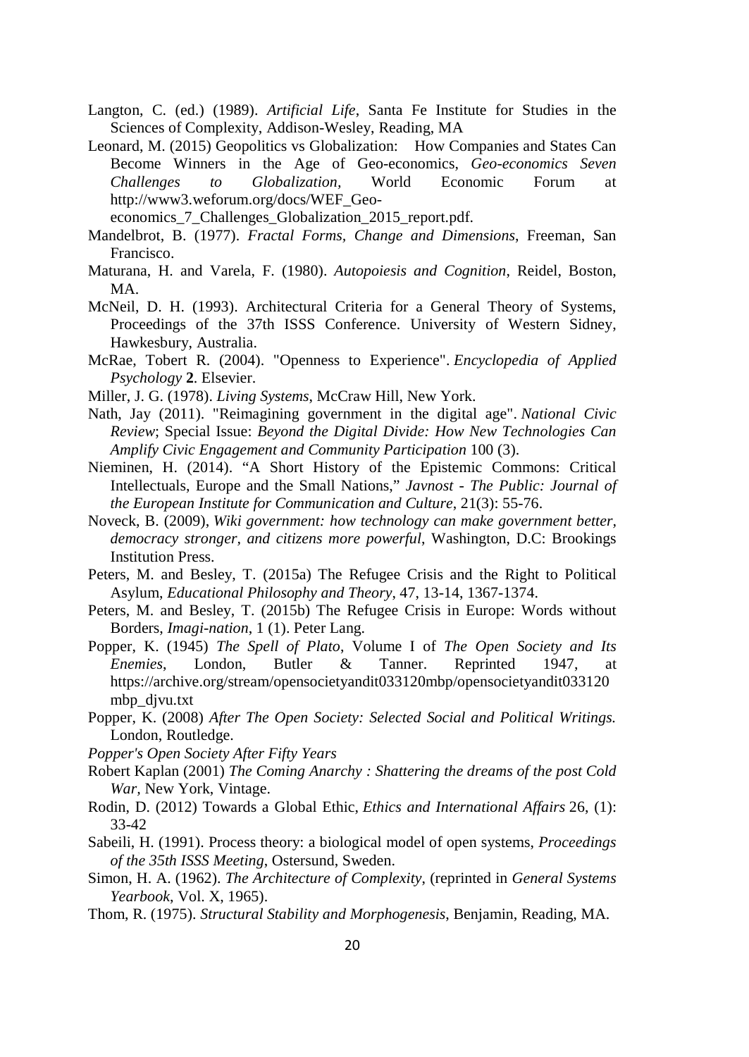Langton, C. (ed.) (1989). *Artificial Life*, Santa Fe Institute for Studies in the Sciences of Complexity, Addison-Wesley, Reading, MA

Leonard, M. (2015) Geopolitics vs Globalization: How Companies and States Can Become Winners in the Age of Geo-economics, *Geo-economics Seven Challenges to Globalization*, World Economic Forum at http://www3.weforum.org/docs/WEF_Geo-economics_7_Challenges_Globalization_2015_report.pdf.

Mandelbrot, B. (1977). *Fractal Forms, Change and Dimensions*, Freeman, San Francisco.

Maturana, H. and Varela, F. (1980). *Autopoiesis and Cognition*, Reidel, Boston, MA.

McNeil, D. H. (1993). Architectural Criteria for a General Theory of Systems, Proceedings of the 37th ISSS Conference. University of Western Sidney, Hawkesbury, Australia.

McRae, Tobert R. (2004). "Openness to Experience". *Encyclopedia of Applied Psychology* **2**. Elsevier.

Miller, J. G. (1978). *Living Systems*, McCraw Hill, New York.

Nath, Jay (2011). "Reimagining government in the digital age". *National Civic Review*; Special Issue: *Beyond the Digital Divide: How New Technologies Can Amplify Civic Engagement and Community Participation* 100 (3).

Nieminen, H. (2014). "A Short History of the Epistemic Commons: Critical Intellectuals, Europe and the Small Nations," *Javnost - The Public: Journal of the European Institute for Communication and Culture*, 21(3): 55-76.

Noveck, B. (2009), *Wiki government: how technology can make government better, democracy stronger, and citizens more powerful*, Washington, D.C: Brookings Institution Press.

Peters, M. and Besley, T. (2015a) The Refugee Crisis and the Right to Political Asylum, *Educational Philosophy and Theory*, 47, 13-14, 1367-1374.

Peters, M. and Besley, T. (2015b) The Refugee Crisis in Europe: Words without Borders, *Imagi-nation*, 1 (1). Peter Lang.

Popper, K. (1945) *The Spell of Plato*, Volume I of *The Open Society and Its Enemies*, London, Butler & Tanner. Reprinted 1947, at https://archive.org/stream/opensocietyandit033120mbp/opensocietyandit033120mbp_djvu.txt

Popper, K. (2008) *After The Open Society: Selected Social and Political Writings.* London, Routledge.

*Popper's Open Society After Fifty Years*

Robert Kaplan (2001) *The Coming Anarchy : Shattering the dreams of the post Cold War*, New York, Vintage.

Rodin, D. (2012) Towards a Global Ethic, *Ethics and International Affairs* 26, (1): 33-42

Sabeili, H. (1991). Process theory: a biological model of open systems, *Proceedings of the 35th ISSS Meeting*, Ostersund, Sweden.

Simon, H. A. (1962). *The Architecture of Complexity*, (reprinted in *General Systems Yearbook*, Vol. X, 1965).

Thom, R. (1975). *Structural Stability and Morphogenesis*, Benjamin, Reading, MA.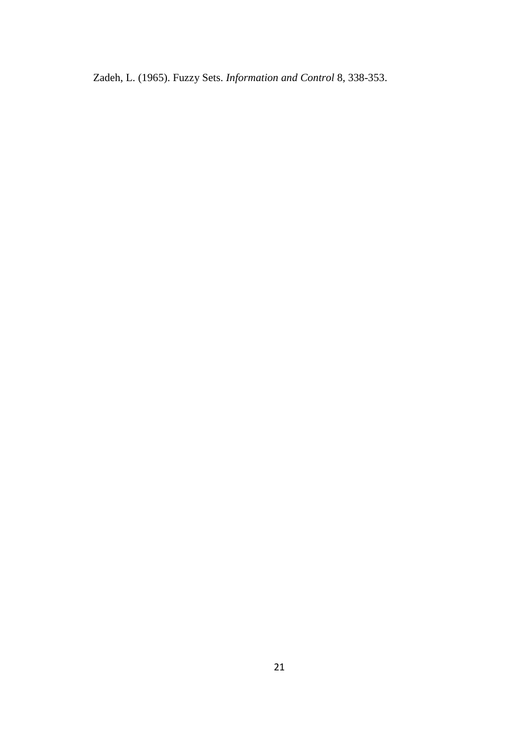Zadeh, L. (1965). Fuzzy Sets. *Information and Control* 8, 338-353.